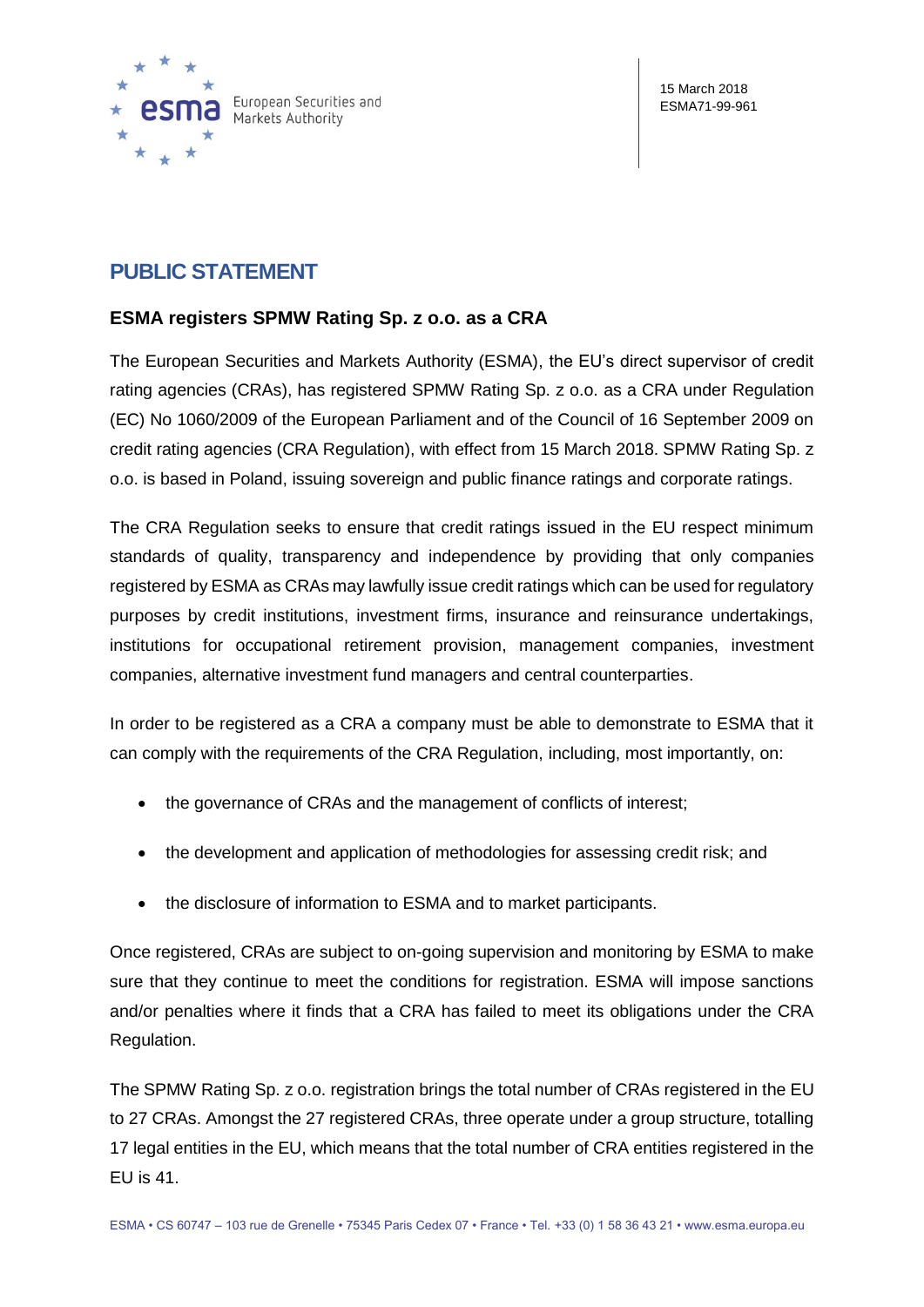15 March 2018
ESMA71-99-961

# PUBLIC STATEMENT

## ESMA registers SPMW Rating Sp. z o.o. as a CRA

The European Securities and Markets Authority (ESMA), the EU's direct supervisor of credit rating agencies (CRAs), has registered SPMW Rating Sp. z o.o. as a CRA under Regulation (EC) No 1060/2009 of the European Parliament and of the Council of 16 September 2009 on credit rating agencies (CRA Regulation), with effect from 15 March 2018. SPMW Rating Sp. z o.o. is based in Poland, issuing sovereign and public finance ratings and corporate ratings.

The CRA Regulation seeks to ensure that credit ratings issued in the EU respect minimum standards of quality, transparency and independence by providing that only companies registered by ESMA as CRAs may lawfully issue credit ratings which can be used for regulatory purposes by credit institutions, investment firms, insurance and reinsurance undertakings, institutions for occupational retirement provision, management companies, investment companies, alternative investment fund managers and central counterparties.

In order to be registered as a CRA a company must be able to demonstrate to ESMA that it can comply with the requirements of the CRA Regulation, including, most importantly, on:

- the governance of CRAs and the management of conflicts of interest;
- the development and application of methodologies for assessing credit risk; and
- the disclosure of information to ESMA and to market participants.

Once registered, CRAs are subject to on-going supervision and monitoring by ESMA to make sure that they continue to meet the conditions for registration. ESMA will impose sanctions and/or penalties where it finds that a CRA has failed to meet its obligations under the CRA Regulation.

The SPMW Rating Sp. z o.o. registration brings the total number of CRAs registered in the EU to 27 CRAs. Amongst the 27 registered CRAs, three operate under a group structure, totalling 17 legal entities in the EU, which means that the total number of CRA entities registered in the EU is 41.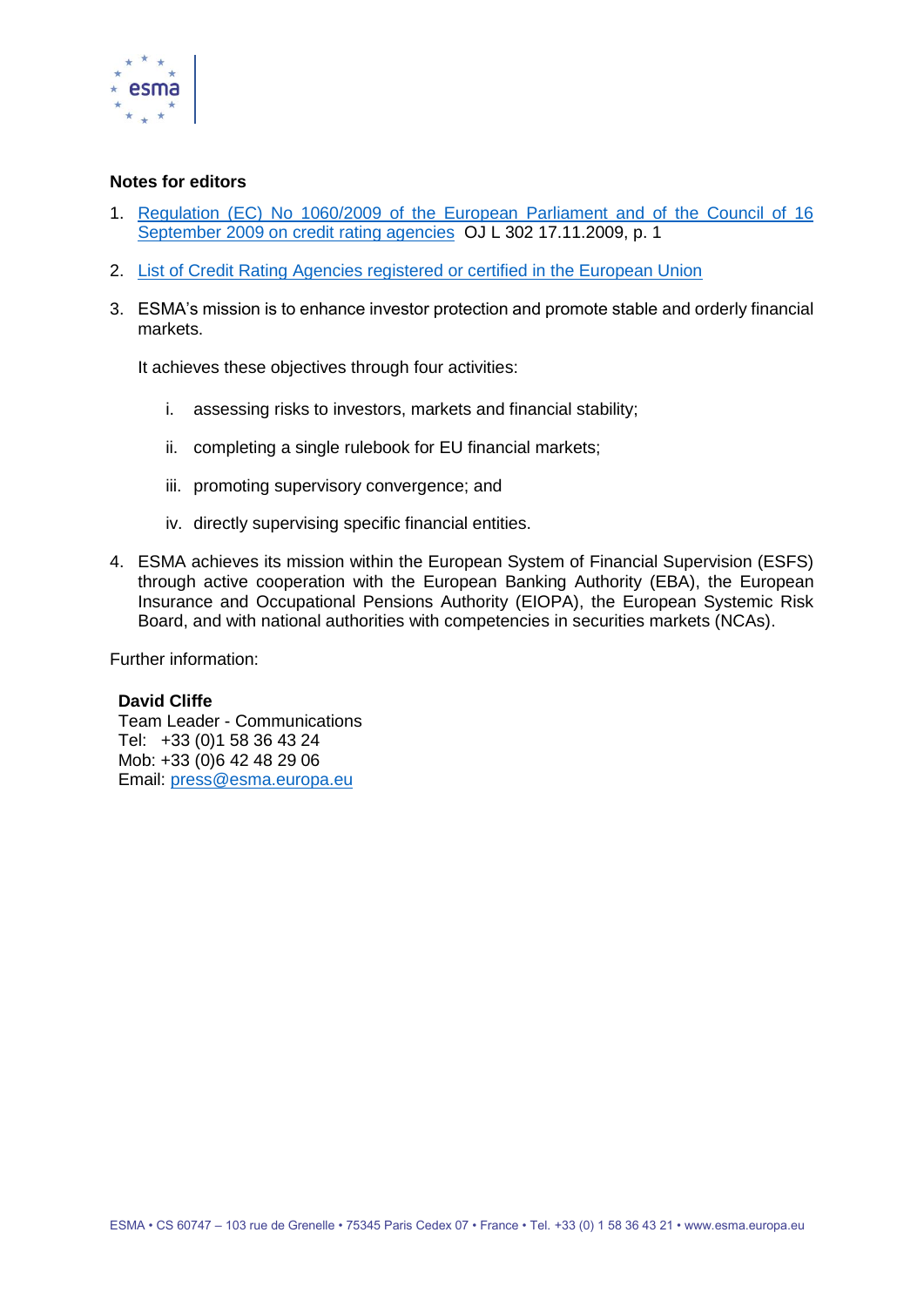**Notes for editors**

1. Regulation (EC) No 1060/2009 of the European Parliament and of the Council of 16 September 2009 on credit rating agencies OJ L 302 17.11.2009, p. 1
2. List of Credit Rating Agencies registered or certified in the European Union
3. ESMA's mission is to enhance investor protection and promote stable and orderly financial markets.

   It achieves these objectives through four activities:

   i. assessing risks to investors, markets and financial stability;

   ii. completing a single rulebook for EU financial markets;

   iii. promoting supervisory convergence; and

   iv. directly supervising specific financial entities.

4. ESMA achieves its mission within the European System of Financial Supervision (ESFS) through active cooperation with the European Banking Authority (EBA), the European Insurance and Occupational Pensions Authority (EIOPA), the European Systemic Risk Board, and with national authorities with competencies in securities markets (NCAs).

Further information:

**David Cliffe**
Team Leader - Communications
Tel: +33 (0)1 58 36 43 24
Mob: +33 (0)6 42 48 29 06
Email: press@esma.europa.eu